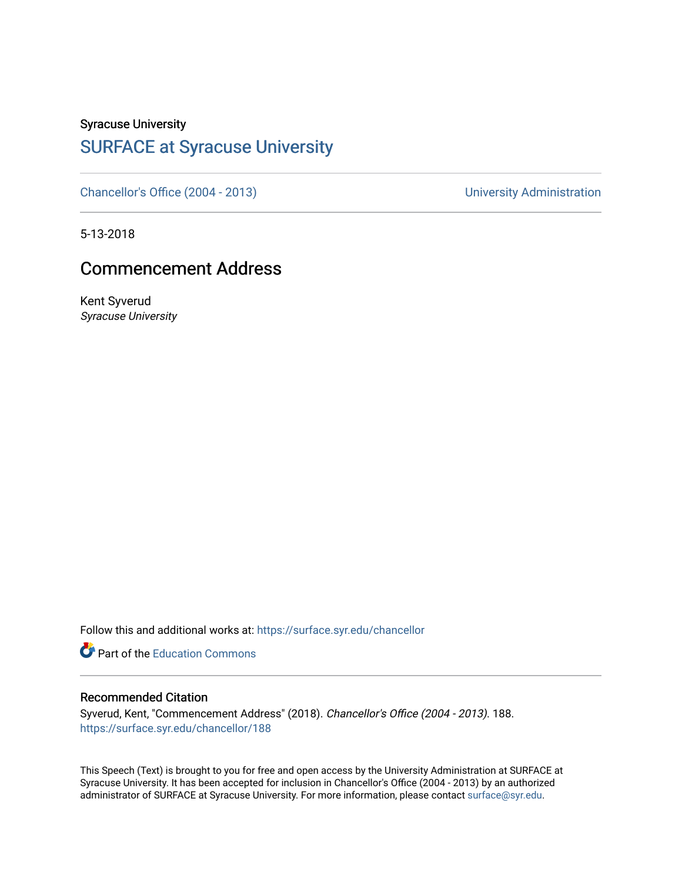Syracuse University

# SURFACE at Syracuse University

Chancellor's Office (2004 - 2013) University Administration

5-13-2018

## Commencement Address

Kent Syverud

*Syracuse University*

Follow this and additional works at: https://surface.syr.edu/chancellor

Part of the Education Commons

### Recommended Citation

Syverud, Kent, "Commencement Address" (2018). *Chancellor's Office (2004 - 2013)*. 188.
https://surface.syr.edu/chancellor/188

This Speech (Text) is brought to you for free and open access by the University Administration at SURFACE at Syracuse University. It has been accepted for inclusion in Chancellor's Office (2004 - 2013) by an authorized administrator of SURFACE at Syracuse University. For more information, please contact surface@syr.edu.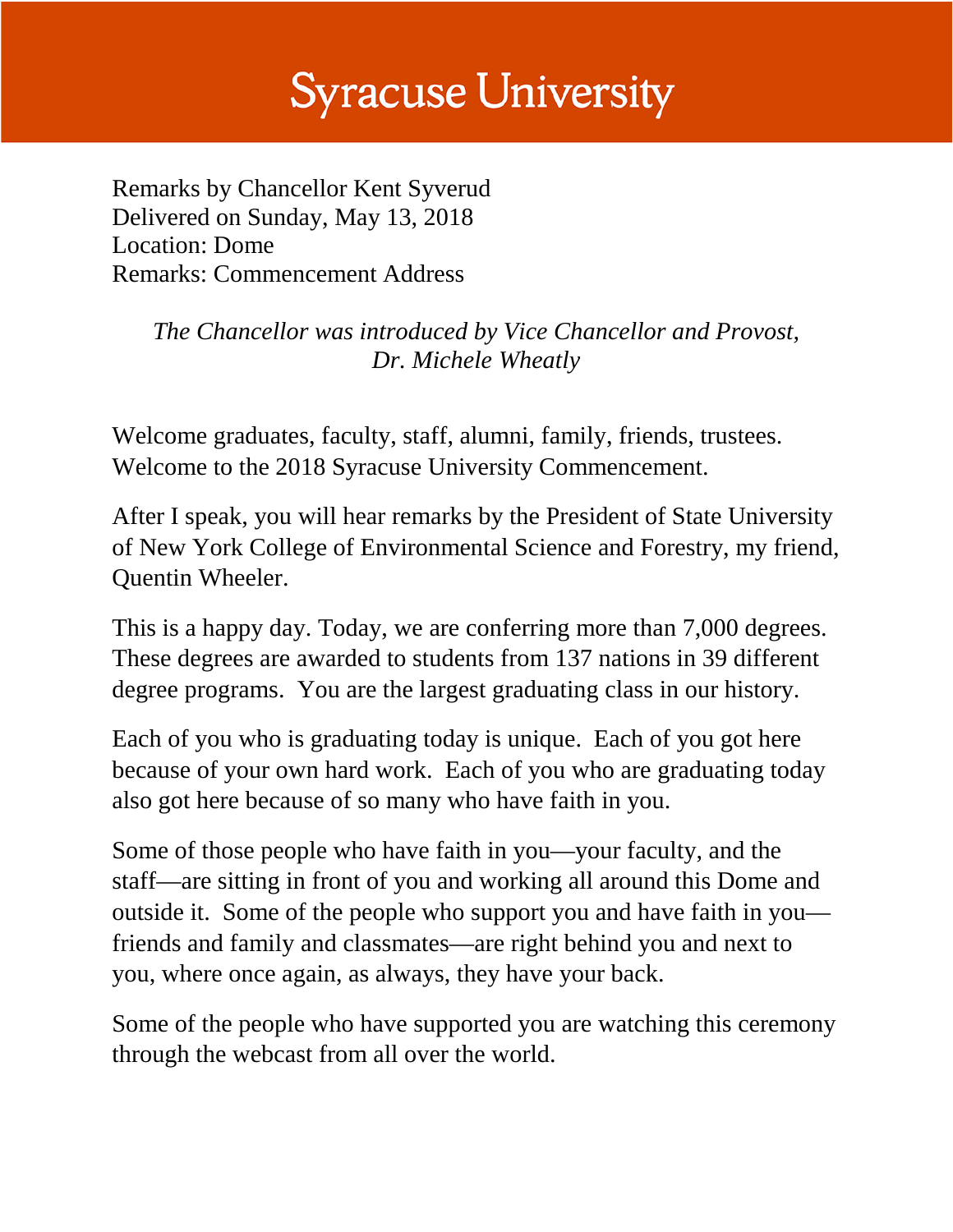# Syracuse University

Remarks by Chancellor Kent Syverud
Delivered on Sunday, May 13, 2018
Location: Dome
Remarks: Commencement Address

*The Chancellor was introduced by Vice Chancellor and Provost, Dr. Michele Wheatly*

Welcome graduates, faculty, staff, alumni, family, friends, trustees. Welcome to the 2018 Syracuse University Commencement.

After I speak, you will hear remarks by the President of State University of New York College of Environmental Science and Forestry, my friend, Quentin Wheeler.

This is a happy day. Today, we are conferring more than 7,000 degrees. These degrees are awarded to students from 137 nations in 39 different degree programs. You are the largest graduating class in our history.

Each of you who is graduating today is unique. Each of you got here because of your own hard work. Each of you who are graduating today also got here because of so many who have faith in you.

Some of those people who have faith in you—your faculty, and the staff—are sitting in front of you and working all around this Dome and outside it. Some of the people who support you and have faith in you—friends and family and classmates—are right behind you and next to you, where once again, as always, they have your back.

Some of the people who have supported you are watching this ceremony through the webcast from all over the world.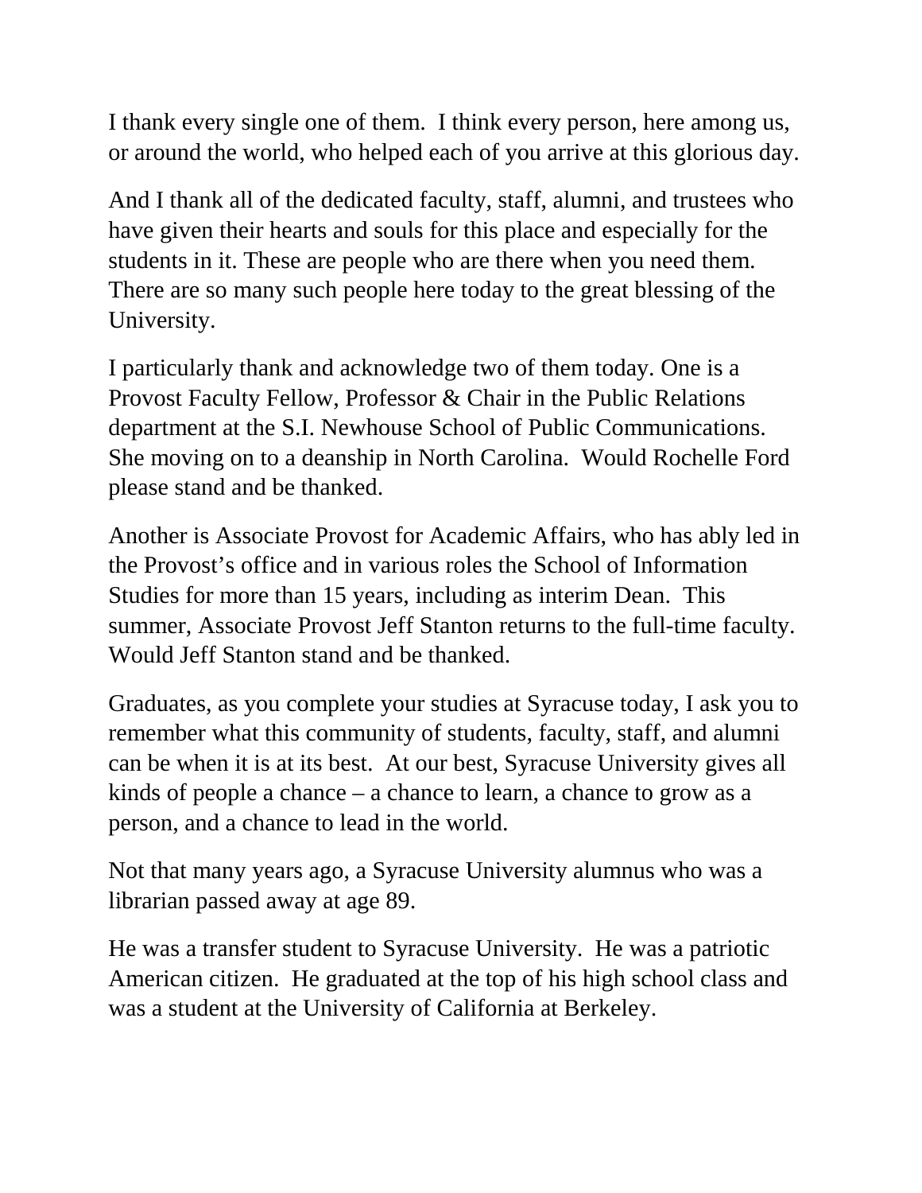I thank every single one of them. I think every person, here among us, or around the world, who helped each of you arrive at this glorious day.

And I thank all of the dedicated faculty, staff, alumni, and trustees who have given their hearts and souls for this place and especially for the students in it. These are people who are there when you need them. There are so many such people here today to the great blessing of the University.

I particularly thank and acknowledge two of them today. One is a Provost Faculty Fellow, Professor & Chair in the Public Relations department at the S.I. Newhouse School of Public Communications. She moving on to a deanship in North Carolina. Would Rochelle Ford please stand and be thanked.

Another is Associate Provost for Academic Affairs, who has ably led in the Provost's office and in various roles the School of Information Studies for more than 15 years, including as interim Dean. This summer, Associate Provost Jeff Stanton returns to the full-time faculty. Would Jeff Stanton stand and be thanked.

Graduates, as you complete your studies at Syracuse today, I ask you to remember what this community of students, faculty, staff, and alumni can be when it is at its best. At our best, Syracuse University gives all kinds of people a chance – a chance to learn, a chance to grow as a person, and a chance to lead in the world.

Not that many years ago, a Syracuse University alumnus who was a librarian passed away at age 89.

He was a transfer student to Syracuse University. He was a patriotic American citizen. He graduated at the top of his high school class and was a student at the University of California at Berkeley.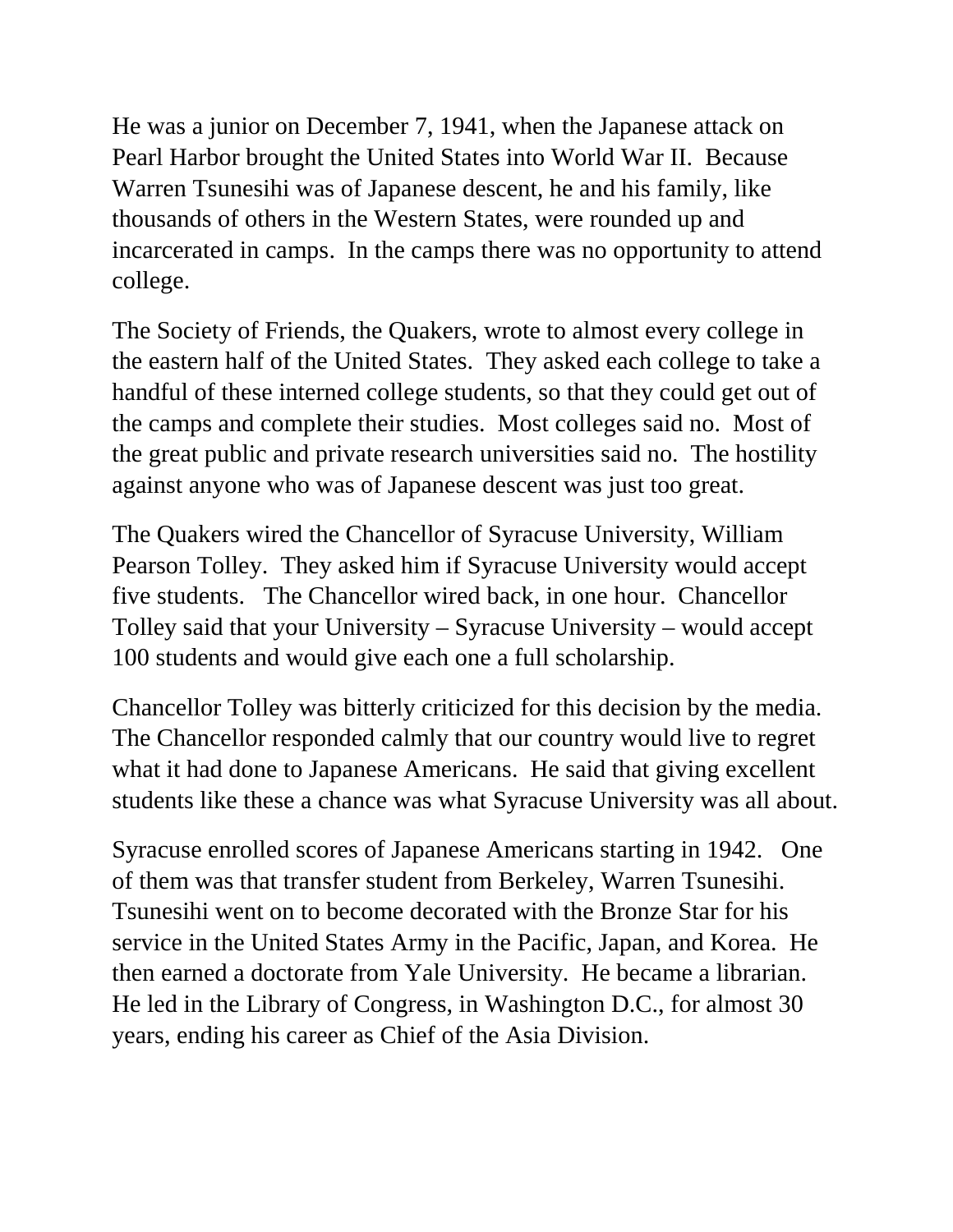He was a junior on December 7, 1941, when the Japanese attack on Pearl Harbor brought the United States into World War II. Because Warren Tsunesihi was of Japanese descent, he and his family, like thousands of others in the Western States, were rounded up and incarcerated in camps. In the camps there was no opportunity to attend college.

The Society of Friends, the Quakers, wrote to almost every college in the eastern half of the United States. They asked each college to take a handful of these interned college students, so that they could get out of the camps and complete their studies. Most colleges said no. Most of the great public and private research universities said no. The hostility against anyone who was of Japanese descent was just too great.

The Quakers wired the Chancellor of Syracuse University, William Pearson Tolley. They asked him if Syracuse University would accept five students. The Chancellor wired back, in one hour. Chancellor Tolley said that your University – Syracuse University – would accept 100 students and would give each one a full scholarship.

Chancellor Tolley was bitterly criticized for this decision by the media. The Chancellor responded calmly that our country would live to regret what it had done to Japanese Americans. He said that giving excellent students like these a chance was what Syracuse University was all about.

Syracuse enrolled scores of Japanese Americans starting in 1942. One of them was that transfer student from Berkeley, Warren Tsunesihi. Tsunesihi went on to become decorated with the Bronze Star for his service in the United States Army in the Pacific, Japan, and Korea. He then earned a doctorate from Yale University. He became a librarian. He led in the Library of Congress, in Washington D.C., for almost 30 years, ending his career as Chief of the Asia Division.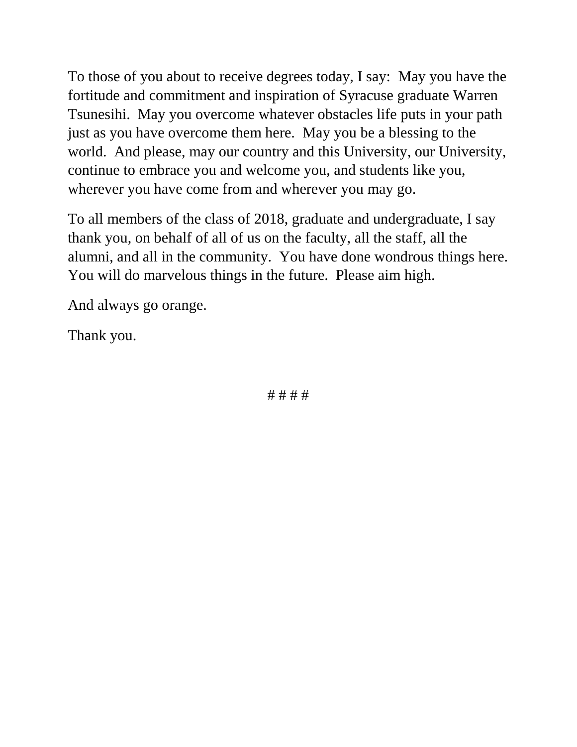To those of you about to receive degrees today, I say:  May you have the fortitude and commitment and inspiration of Syracuse graduate Warren Tsunesihi.  May you overcome whatever obstacles life puts in your path just as you have overcome them here.  May you be a blessing to the world.  And please, may our country and this University, our University, continue to embrace you and welcome you, and students like you, wherever you have come from and wherever you may go.

To all members of the class of 2018, graduate and undergraduate, I say thank you, on behalf of all of us on the faculty, all the staff, all the alumni, and all in the community.  You have done wondrous things here. You will do marvelous things in the future.  Please aim high.

And always go orange.

Thank you.

# # # #